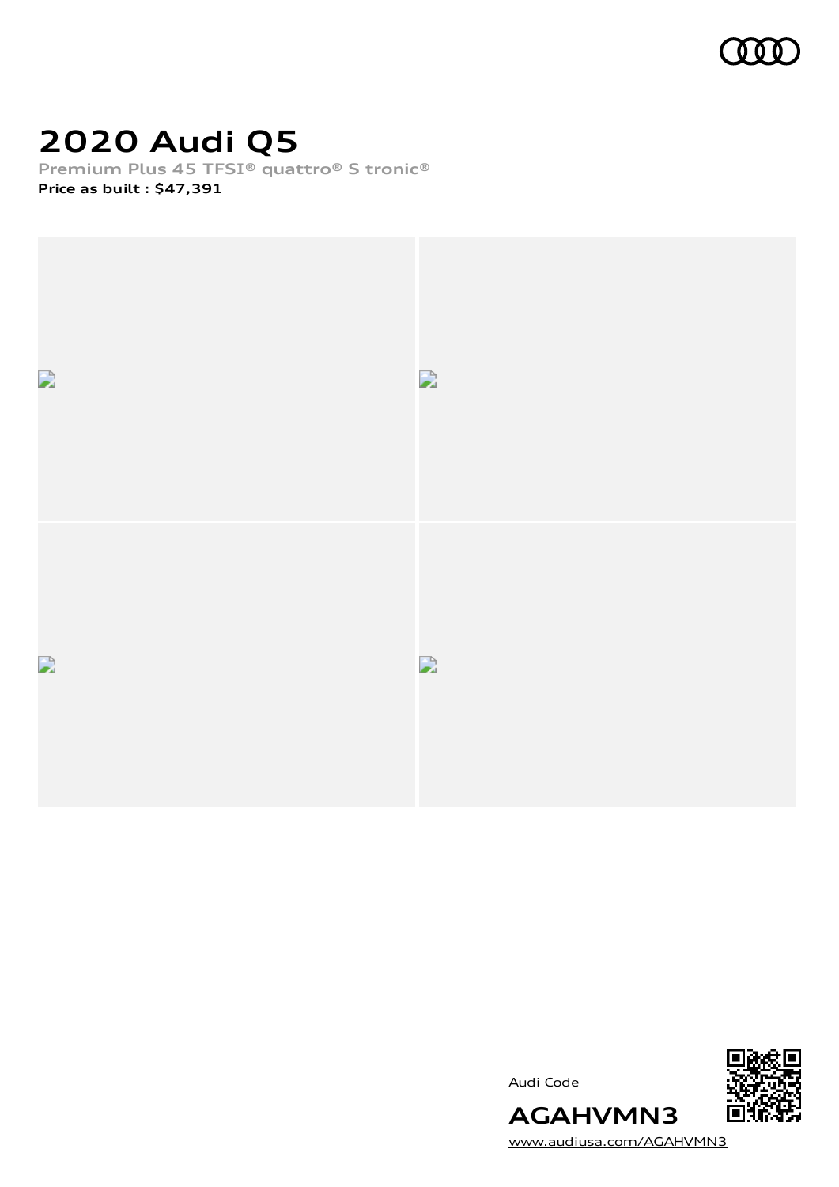# 2020 Audi Q5

Premium Plus 45 TFSI® quattro® S tronic®

**Price as built : $47,391**

Audi Code

**AGAHVMN3**

www.audiusa.com/AGAHVMN3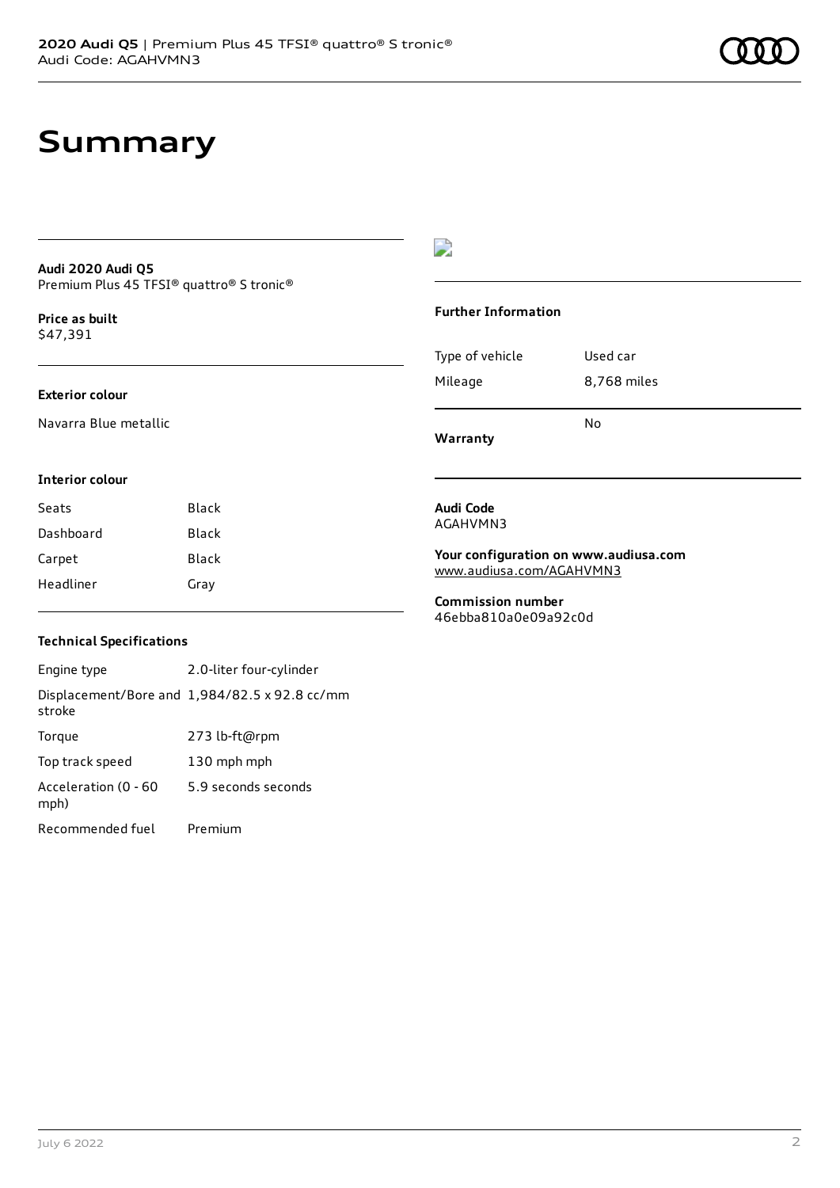# Summary

**Audi 2020 Audi Q5**
Premium Plus 45 TFSI® quattro® S tronic®

**Price as built**
$47,391

**Exterior colour**

Navarra Blue metallic

**Interior colour**

| | |
|---|---|
| Seats | Black |
| Dashboard | Black |
| Carpet | Black |
| Headliner | Gray |

**Technical Specifications**

| | |
|---|---|
| Engine type | 2.0-liter four-cylinder |
| Displacement/Bore and stroke | 1,984/82.5 x 92.8 cc/mm |
| Torque | 273 lb-ft@rpm |
| Top track speed | 130 mph mph |
| Acceleration (0 - 60 mph) | 5.9 seconds seconds |
| Recommended fuel | Premium |

**Further Information**

| | |
|---|---|
| Type of vehicle | Used car |
| Mileage | 8,768 miles |
| **Warranty** | No |

**Audi Code**
AGAHVMN3

**Your configuration on www.audiusa.com**
www.audiusa.com/AGAHVMN3

**Commission number**
46ebba810a0e09a92c0d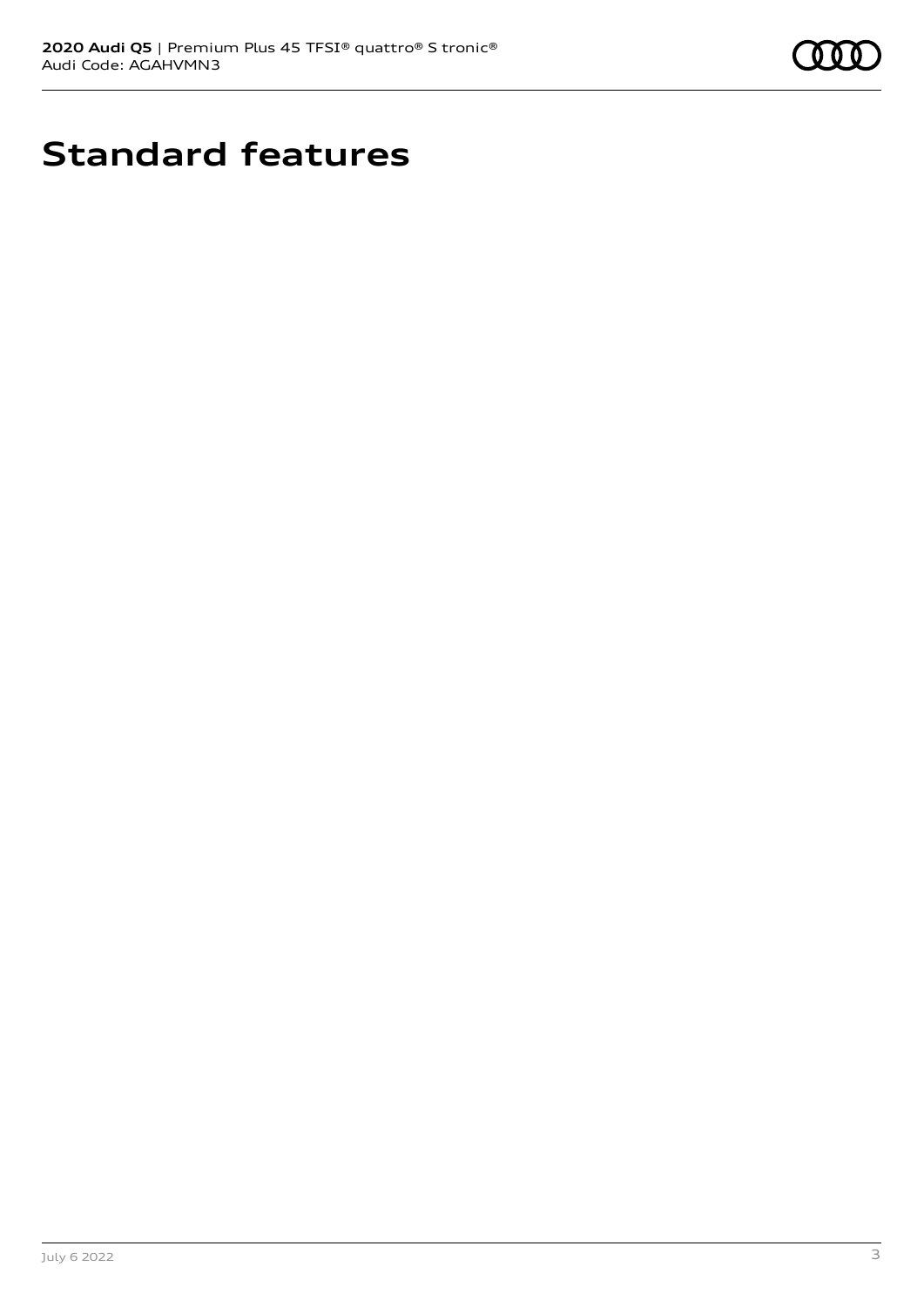# Standard features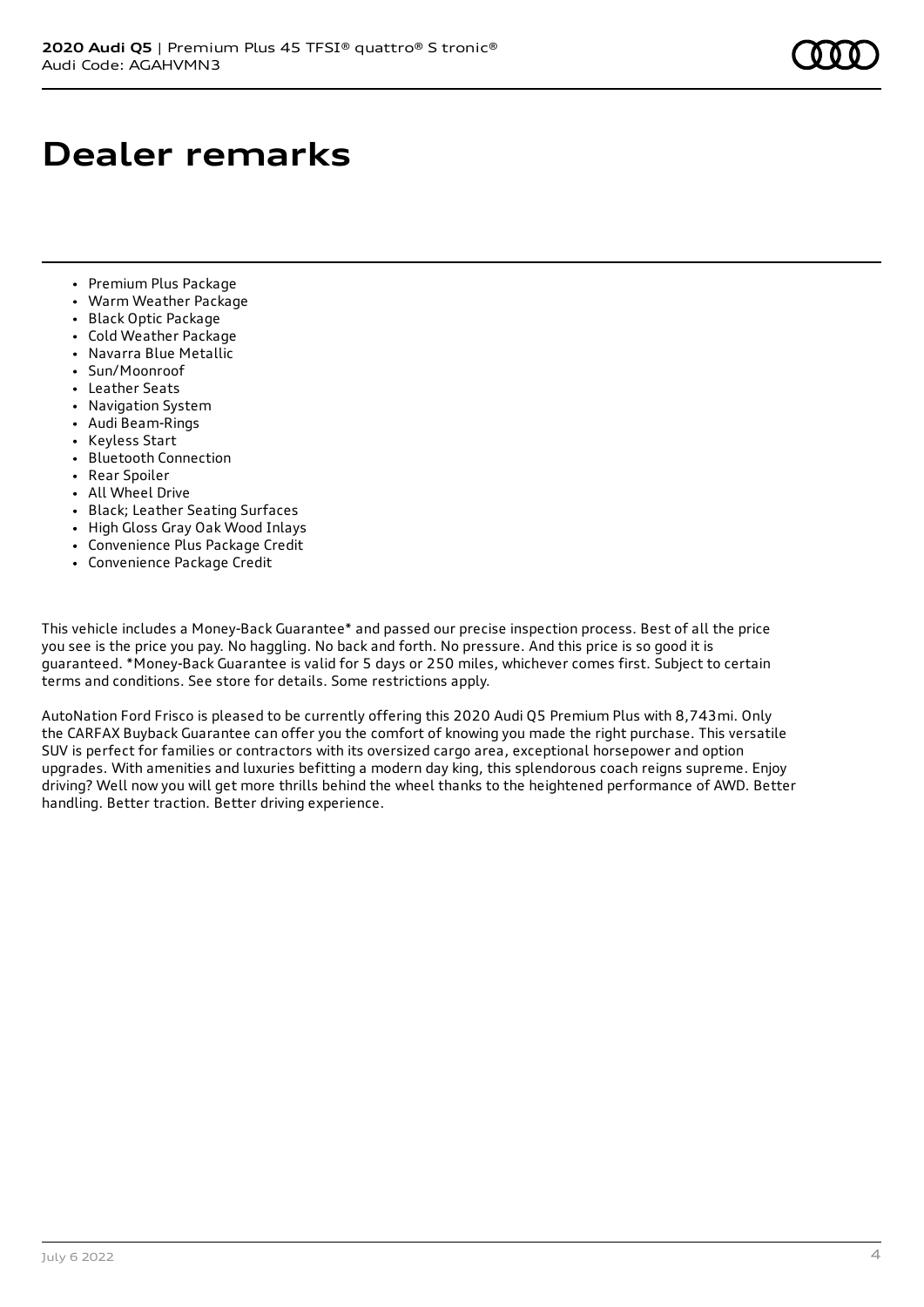# Dealer remarks

- Premium Plus Package
- Warm Weather Package
- Black Optic Package
- Cold Weather Package
- Navarra Blue Metallic
- Sun/Moonroof
- Leather Seats
- Navigation System
- Audi Beam-Rings
- Keyless Start
- Bluetooth Connection
- Rear Spoiler
- All Wheel Drive
- Black; Leather Seating Surfaces
- High Gloss Gray Oak Wood Inlays
- Convenience Plus Package Credit
- Convenience Package Credit

This vehicle includes a Money-Back Guarantee* and passed our precise inspection process. Best of all the price you see is the price you pay. No haggling. No back and forth. No pressure. And this price is so good it is guaranteed. *Money-Back Guarantee is valid for 5 days or 250 miles, whichever comes first. Subject to certain terms and conditions. See store for details. Some restrictions apply.

AutoNation Ford Frisco is pleased to be currently offering this 2020 Audi Q5 Premium Plus with 8,743mi. Only the CARFAX Buyback Guarantee can offer you the comfort of knowing you made the right purchase. This versatile SUV is perfect for families or contractors with its oversized cargo area, exceptional horsepower and option upgrades. With amenities and luxuries befitting a modern day king, this splendorous coach reigns supreme. Enjoy driving? Well now you will get more thrills behind the wheel thanks to the heightened performance of AWD. Better handling. Better traction. Better driving experience.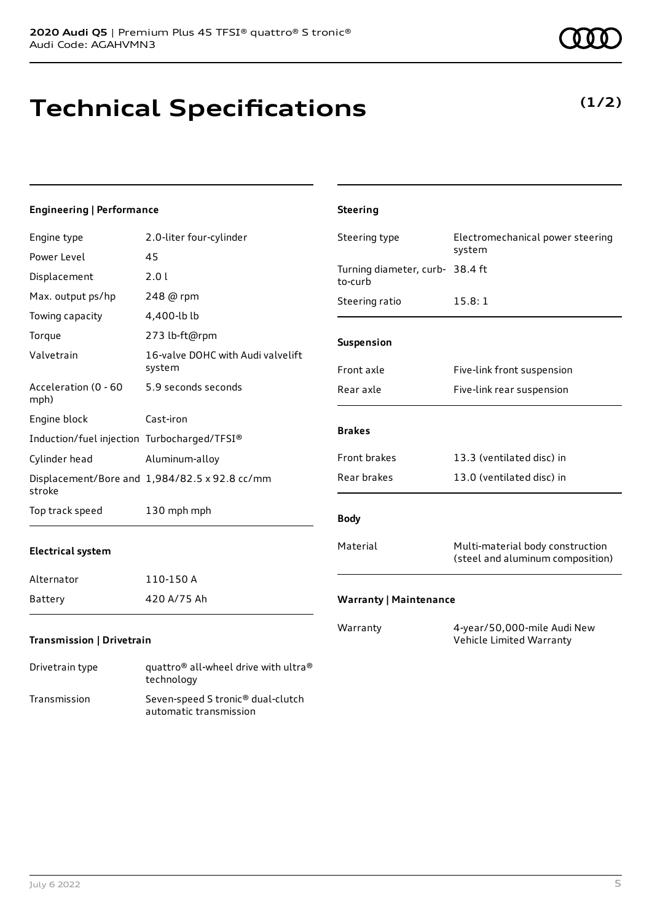# Technical Specifications

**(1/2)**

## Engineering | Performance

| | |
|---|---|
| Engine type | 2.0-liter four-cylinder |
| Power Level | 45 |
| Displacement | 2.0 l |
| Max. output ps/hp | 248 @ rpm |
| Towing capacity | 4,400-lb lb |
| Torque | 273 lb-ft@rpm |
| Valvetrain | 16-valve DOHC with Audi valvelift system |
| Acceleration (0 - 60 mph) | 5.9 seconds seconds |
| Engine block | Cast-iron |
| Induction/fuel injection | Turbocharged/TFSI® |
| Cylinder head | Aluminum-alloy |
| Displacement/Bore and stroke | 1,984/82.5 x 92.8 cc/mm |
| Top track speed | 130 mph mph |

## Electrical system

| | |
|---|---|
| Alternator | 110-150 A |
| Battery | 420 A/75 Ah |

## Transmission | Drivetrain

| | |
|---|---|
| Drivetrain type | quattro® all-wheel drive with ultra® technology |
| Transmission | Seven-speed S tronic® dual-clutch automatic transmission |

## Steering

| | |
|---|---|
| Steering type | Electromechanical power steering system |
| Turning diameter, curb-to-curb | 38.4 ft |
| Steering ratio | 15.8: 1 |

## Suspension

| | |
|---|---|
| Front axle | Five-link front suspension |
| Rear axle | Five-link rear suspension |

## Brakes

| | |
|---|---|
| Front brakes | 13.3 (ventilated disc) in |
| Rear brakes | 13.0 (ventilated disc) in |

## Body

| | |
|---|---|
| Material | Multi-material body construction (steel and aluminum composition) |

## Warranty | Maintenance

| | |
|---|---|
| Warranty | 4-year/50,000-mile Audi New Vehicle Limited Warranty |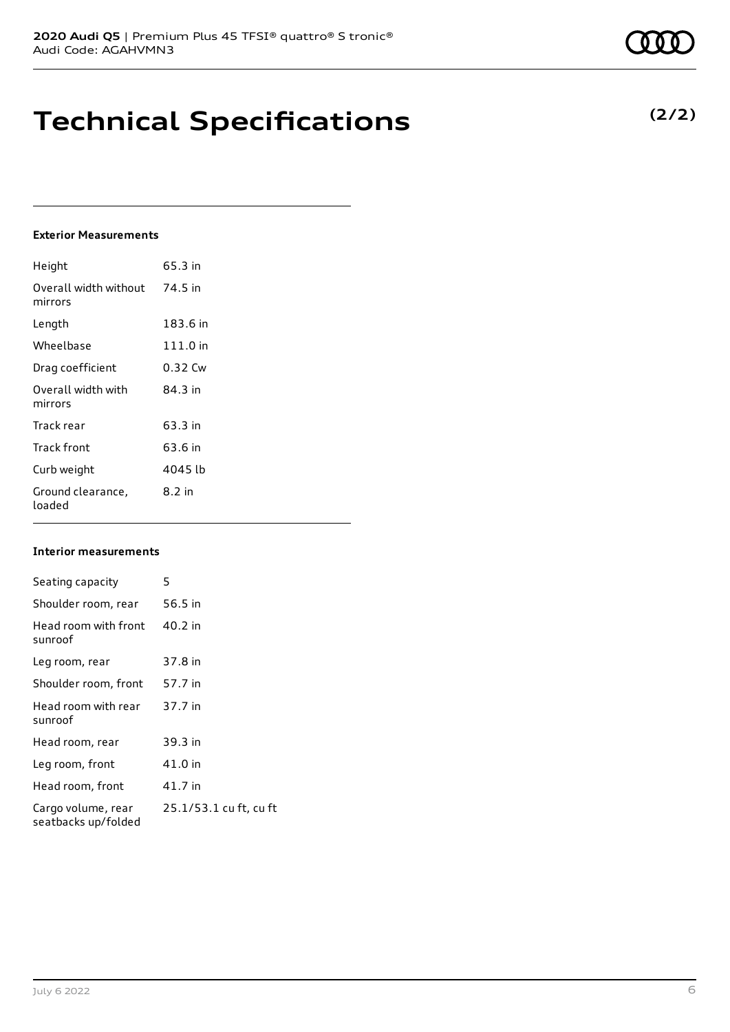# Technical Specifications

**(2/2)**

### Exterior Measurements

| | |
|---|---|
| Height | 65.3 in |
| Overall width without mirrors | 74.5 in |
| Length | 183.6 in |
| Wheelbase | 111.0 in |
| Drag coefficient | 0.32 Cw |
| Overall width with mirrors | 84.3 in |
| Track rear | 63.3 in |
| Track front | 63.6 in |
| Curb weight | 4045 lb |
| Ground clearance, loaded | 8.2 in |

### Interior measurements

| | |
|---|---|
| Seating capacity | 5 |
| Shoulder room, rear | 56.5 in |
| Head room with front sunroof | 40.2 in |
| Leg room, rear | 37.8 in |
| Shoulder room, front | 57.7 in |
| Head room with rear sunroof | 37.7 in |
| Head room, rear | 39.3 in |
| Leg room, front | 41.0 in |
| Head room, front | 41.7 in |
| Cargo volume, rear seatbacks up/folded | 25.1/53.1 cu ft, cu ft |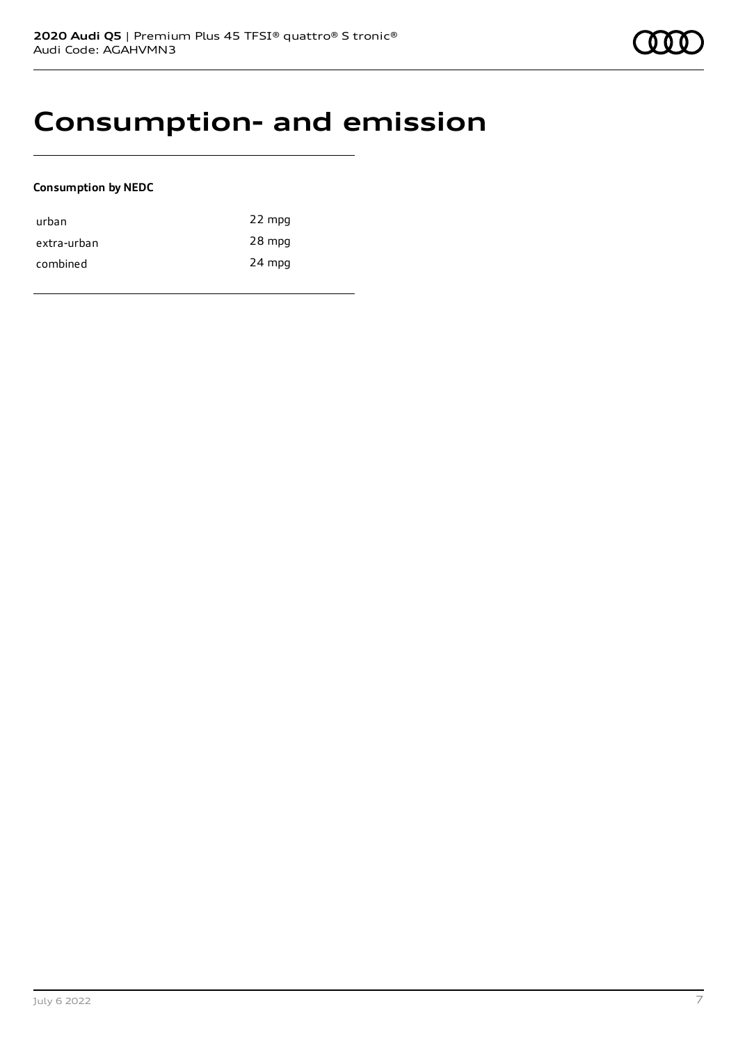# Consumption- and emission

**Consumption by NEDC**

| | |
|---|---|
| urban | 22 mpg |
| extra-urban | 28 mpg |
| combined | 24 mpg |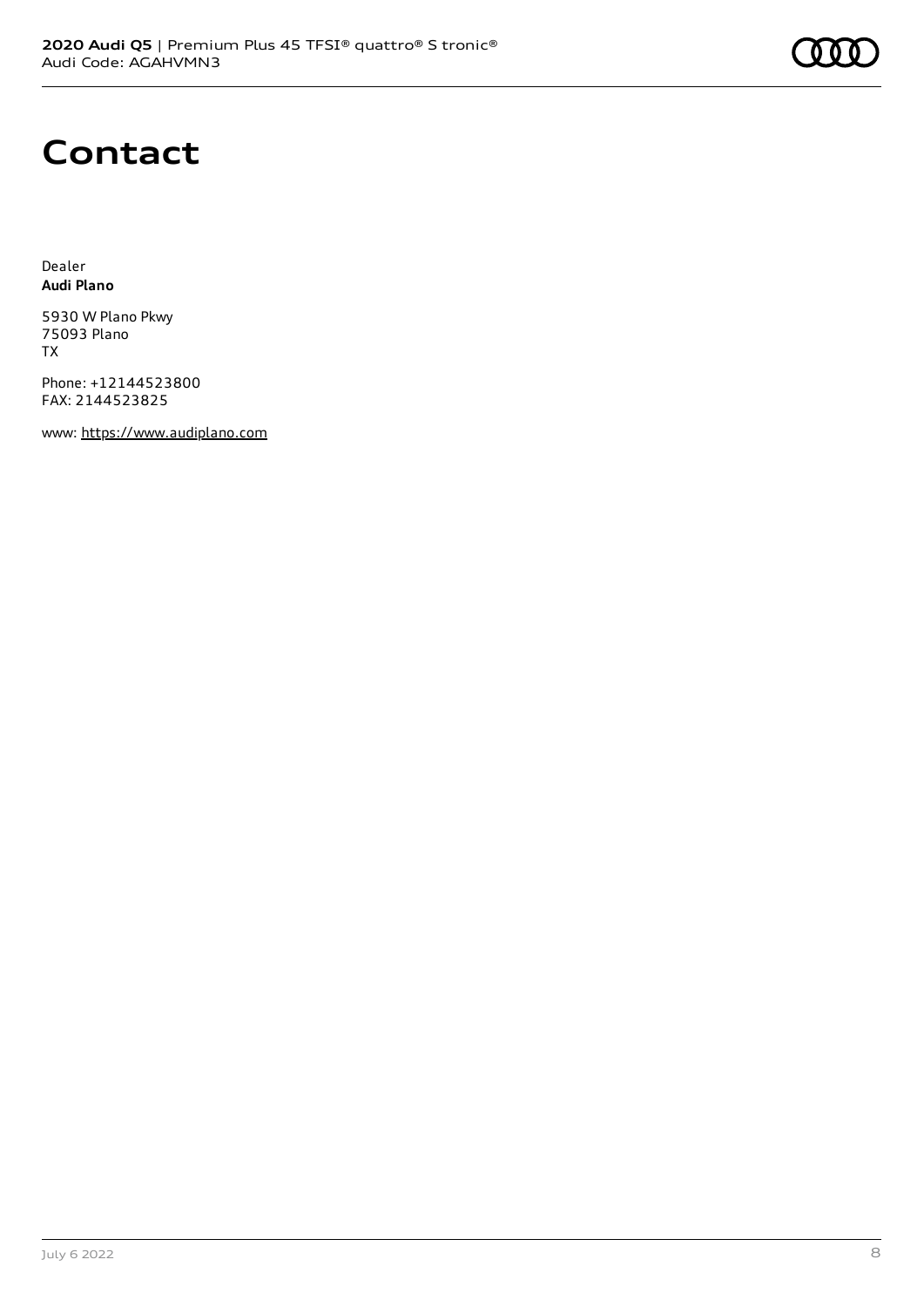# Contact

Dealer
**Audi Plano**

5930 W Plano Pkwy
75093 Plano
TX

Phone: +12144523800
FAX: 2144523825

www: https://www.audiplano.com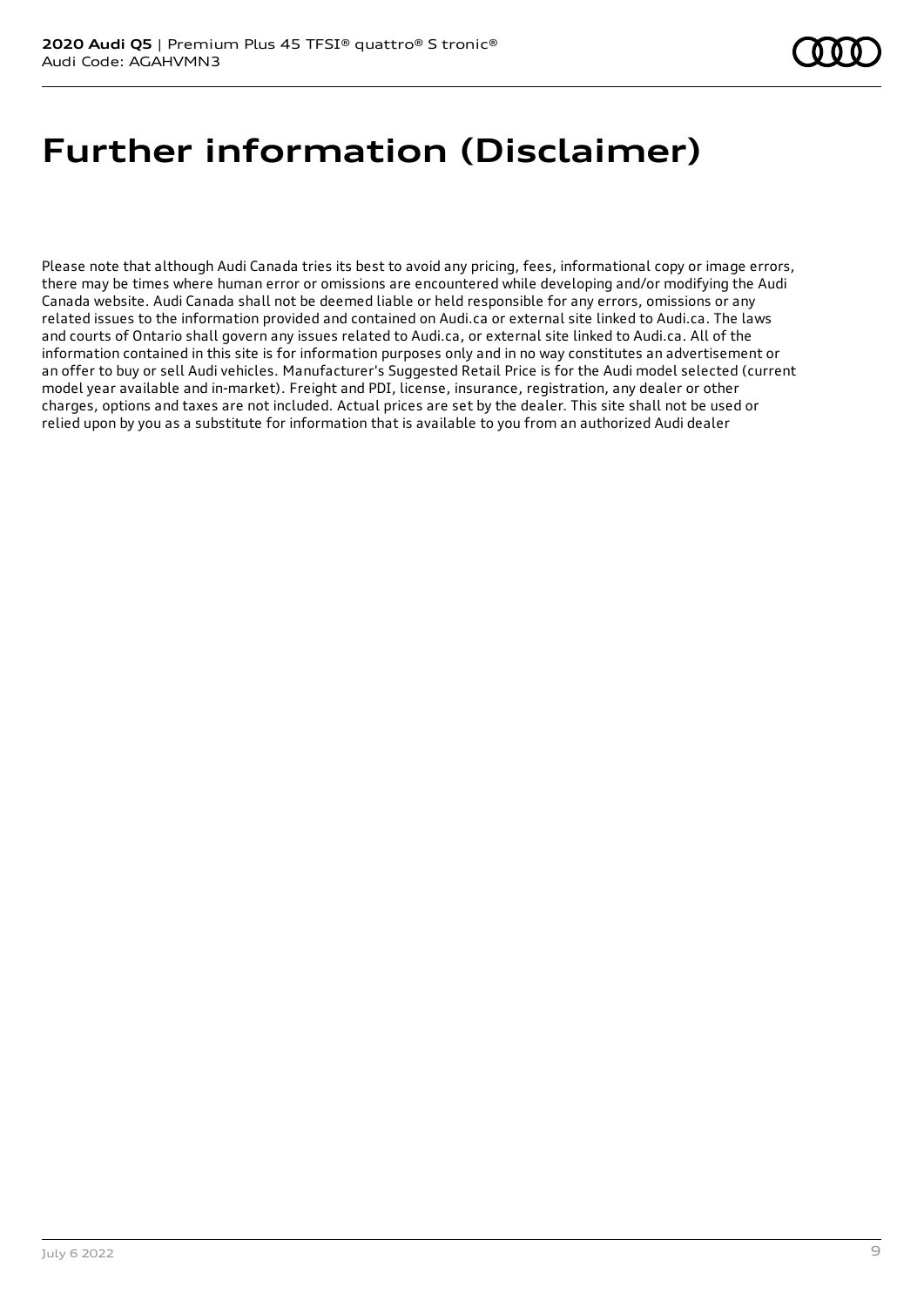# Further information (Disclaimer)

Please note that although Audi Canada tries its best to avoid any pricing, fees, informational copy or image errors, there may be times where human error or omissions are encountered while developing and/or modifying the Audi Canada website. Audi Canada shall not be deemed liable or held responsible for any errors, omissions or any related issues to the information provided and contained on Audi.ca or external site linked to Audi.ca. The laws and courts of Ontario shall govern any issues related to Audi.ca, or external site linked to Audi.ca. All of the information contained in this site is for information purposes only and in no way constitutes an advertisement or an offer to buy or sell Audi vehicles. Manufacturer's Suggested Retail Price is for the Audi model selected (current model year available and in-market). Freight and PDI, license, insurance, registration, any dealer or other charges, options and taxes are not included. Actual prices are set by the dealer. This site shall not be used or relied upon by you as a substitute for information that is available to you from an authorized Audi dealer